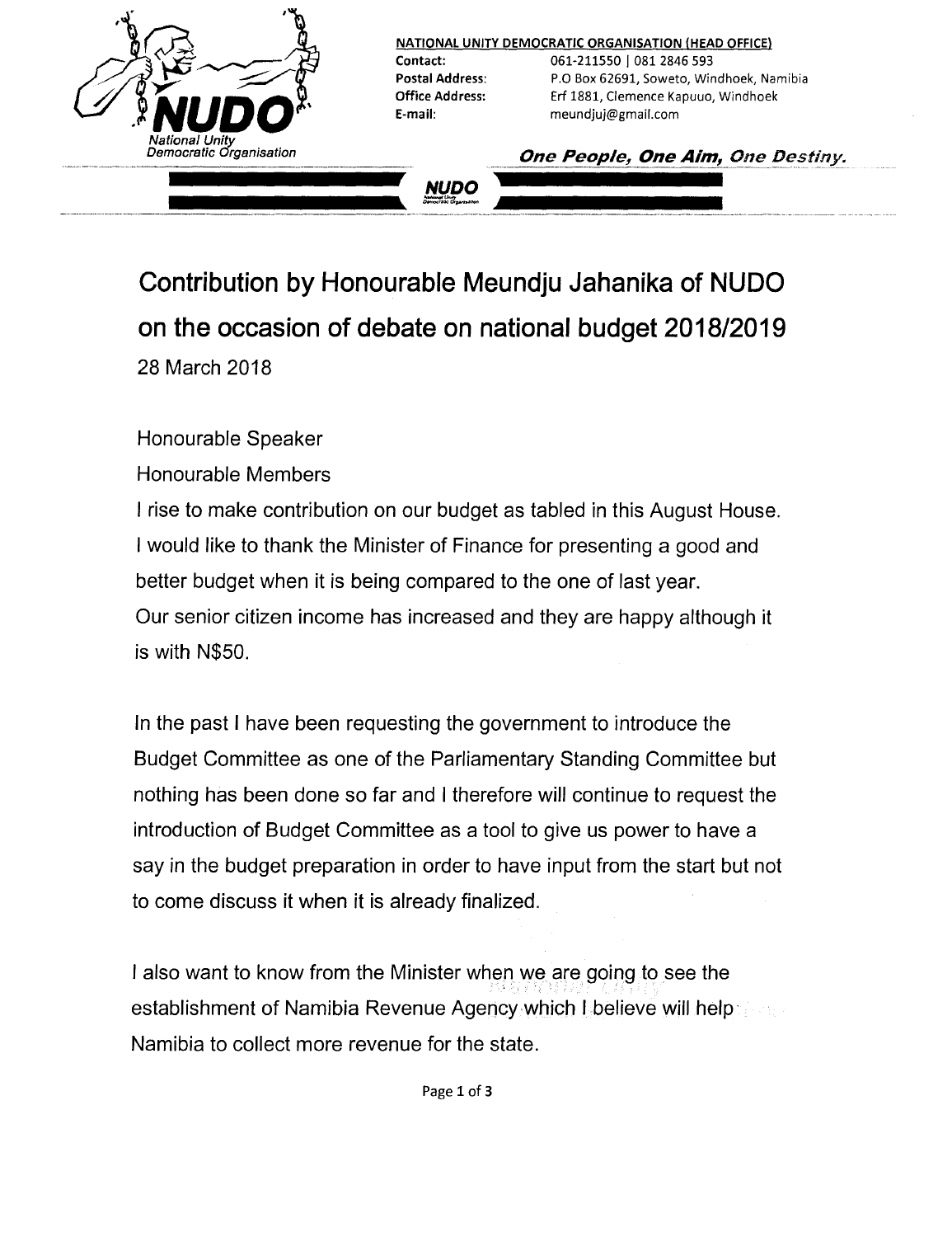NATIONAL UNITY DEMOCRATIC ORGANISATION (HEAD OFFICE)

**Contact:** 061-211550 | 081 2846 593
**Postal Address:** P.O Box 62691, Soweto, Windhoek, Namibia
**Office Address:** Erf 1881, Clemence Kapuuo, Windhoek
**E-mail:** meundjuj@gmail.com

NUDO
National Unity Democratic Organisation

***One People, One Aim, One Destiny.***

# Contribution by Honourable Meundju Jahanika of NUDO on the occasion of debate on national budget 2018/2019

28 March 2018

Honourable Speaker

Honourable Members

I rise to make contribution on our budget as tabled in this August House. I would like to thank the Minister of Finance for presenting a good and better budget when it is being compared to the one of last year. Our senior citizen income has increased and they are happy although it is with N$50.

In the past I have been requesting the government to introduce the Budget Committee as one of the Parliamentary Standing Committee but nothing has been done so far and I therefore will continue to request the introduction of Budget Committee as a tool to give us power to have a say in the budget preparation in order to have input from the start but not to come discuss it when it is already finalized.

I also want to know from the Minister when we are going to see the establishment of Namibia Revenue Agency which I believe will help Namibia to collect more revenue for the state.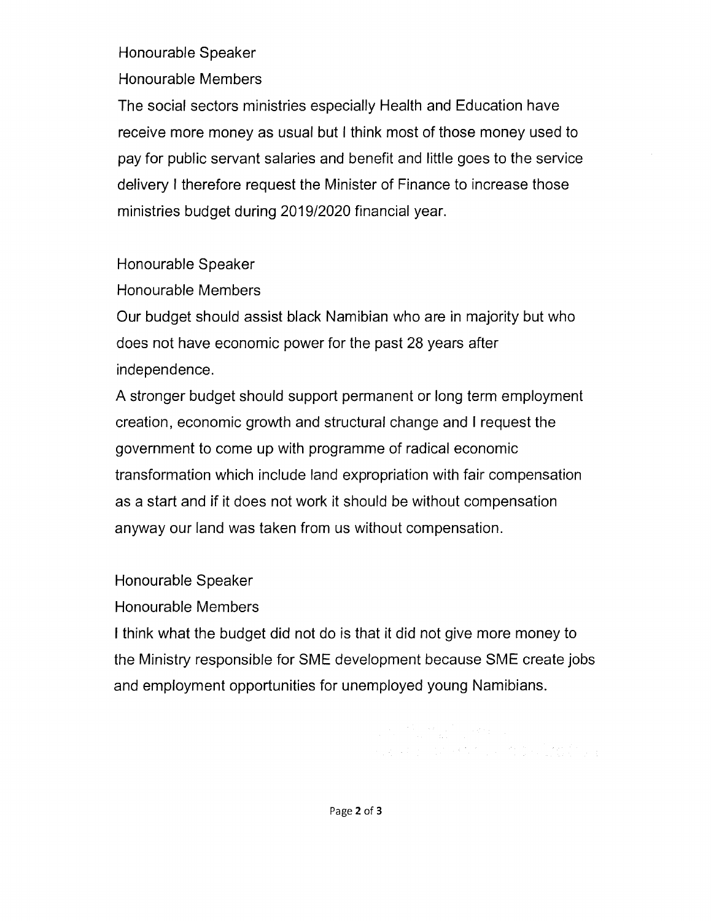Honourable Speaker

Honourable Members

The social sectors ministries especially Health and Education have receive more money as usual but I think most of those money used to pay for public servant salaries and benefit and little goes to the service delivery I therefore request the Minister of Finance to increase those ministries budget during 2019/2020 financial year.

Honourable Speaker

Honourable Members

Our budget should assist black Namibian who are in majority but who does not have economic power for the past 28 years after independence.

A stronger budget should support permanent or long term employment creation, economic growth and structural change and I request the government to come up with programme of radical economic transformation which include land expropriation with fair compensation as a start and if it does not work it should be without compensation anyway our land was taken from us without compensation.

Honourable Speaker

Honourable Members

I think what the budget did not do is that it did not give more money to the Ministry responsible for SME development because SME create jobs and employment opportunities for unemployed young Namibians.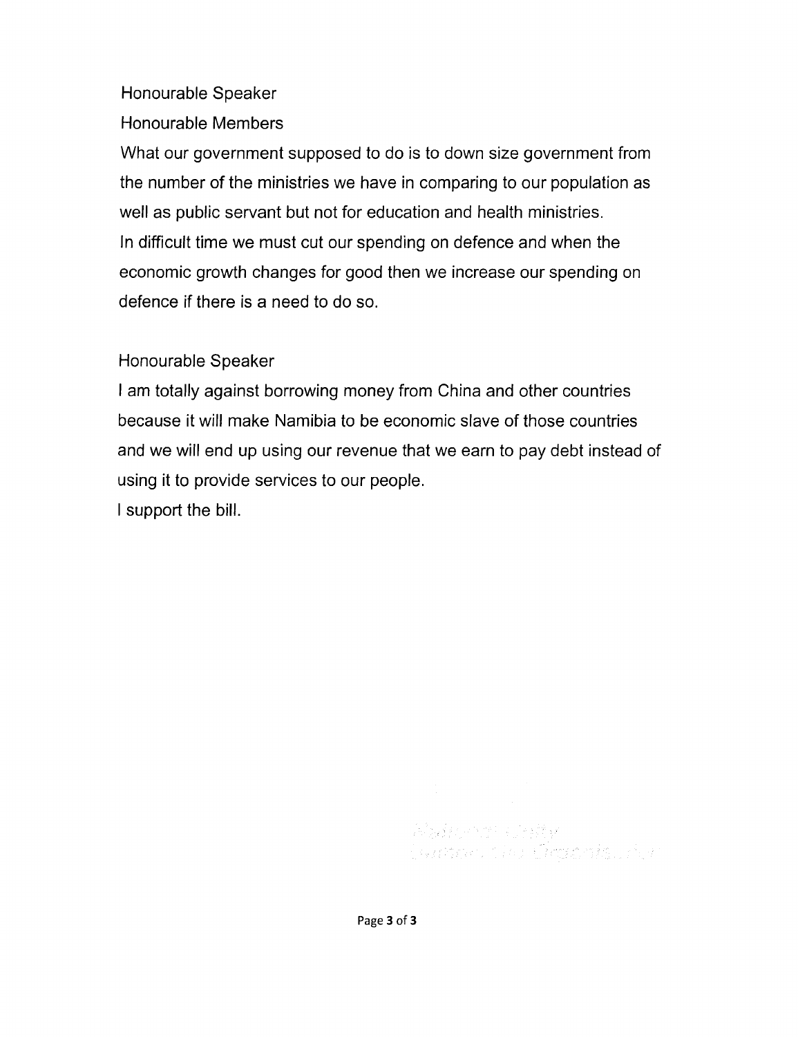Honourable Speaker

Honourable Members

What our government supposed to do is to down size government from the number of the ministries we have in comparing to our population as well as public servant but not for education and health ministries.
In difficult time we must cut our spending on defence and when the economic growth changes for good then we increase our spending on defence if there is a need to do so.

Honourable Speaker

I am totally against borrowing money from China and other countries because it will make Namibia to be economic slave of those countries and we will end up using our revenue that we earn to pay debt instead of using it to provide services to our people.
I support the bill.